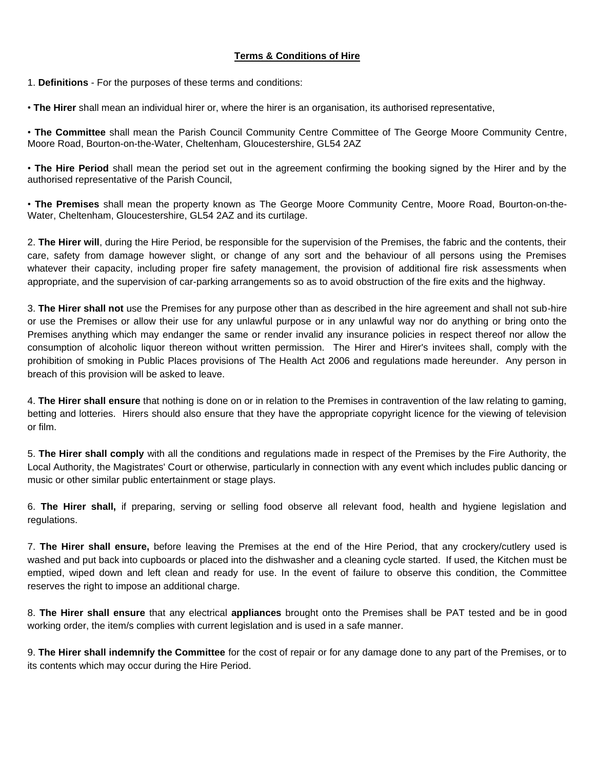# **Terms & Conditions of Hire**

1. **Definitions** - For the purposes of these terms and conditions:

• **The Hirer** shall mean an individual hirer or, where the hirer is an organisation, its authorised representative,

• **The Committee** shall mean the Parish Council Community Centre Committee of The George Moore Community Centre, Moore Road, Bourton-on-the-Water, Cheltenham, Gloucestershire, GL54 2AZ

• **The Hire Period** shall mean the period set out in the agreement confirming the booking signed by the Hirer and by the authorised representative of the Parish Council,

• **The Premises** shall mean the property known as The George Moore Community Centre, Moore Road, Bourton-on-the-Water, Cheltenham, Gloucestershire, GL54 2AZ and its curtilage.

2. **The Hirer will**, during the Hire Period, be responsible for the supervision of the Premises, the fabric and the contents, their care, safety from damage however slight, or change of any sort and the behaviour of all persons using the Premises whatever their capacity, including proper fire safety management, the provision of additional fire risk assessments when appropriate, and the supervision of car-parking arrangements so as to avoid obstruction of the fire exits and the highway.

3. **The Hirer shall not** use the Premises for any purpose other than as described in the hire agreement and shall not sub-hire or use the Premises or allow their use for any unlawful purpose or in any unlawful way nor do anything or bring onto the Premises anything which may endanger the same or render invalid any insurance policies in respect thereof nor allow the consumption of alcoholic liquor thereon without written permission. The Hirer and Hirer's invitees shall, comply with the prohibition of smoking in Public Places provisions of The Health Act 2006 and regulations made hereunder. Any person in breach of this provision will be asked to leave.

4. **The Hirer shall ensure** that nothing is done on or in relation to the Premises in contravention of the law relating to gaming, betting and lotteries. Hirers should also ensure that they have the appropriate copyright licence for the viewing of television or film.

5. **The Hirer shall comply** with all the conditions and regulations made in respect of the Premises by the Fire Authority, the Local Authority, the Magistrates' Court or otherwise, particularly in connection with any event which includes public dancing or music or other similar public entertainment or stage plays.

6. **The Hirer shall,** if preparing, serving or selling food observe all relevant food, health and hygiene legislation and regulations.

7. **The Hirer shall ensure,** before leaving the Premises at the end of the Hire Period, that any crockery/cutlery used is washed and put back into cupboards or placed into the dishwasher and a cleaning cycle started. If used, the Kitchen must be emptied, wiped down and left clean and ready for use. In the event of failure to observe this condition, the Committee reserves the right to impose an additional charge.

8. **The Hirer shall ensure** that any electrical **appliances** brought onto the Premises shall be PAT tested and be in good working order, the item/s complies with current legislation and is used in a safe manner.

9. **The Hirer shall indemnify the Committee** for the cost of repair or for any damage done to any part of the Premises, or to its contents which may occur during the Hire Period.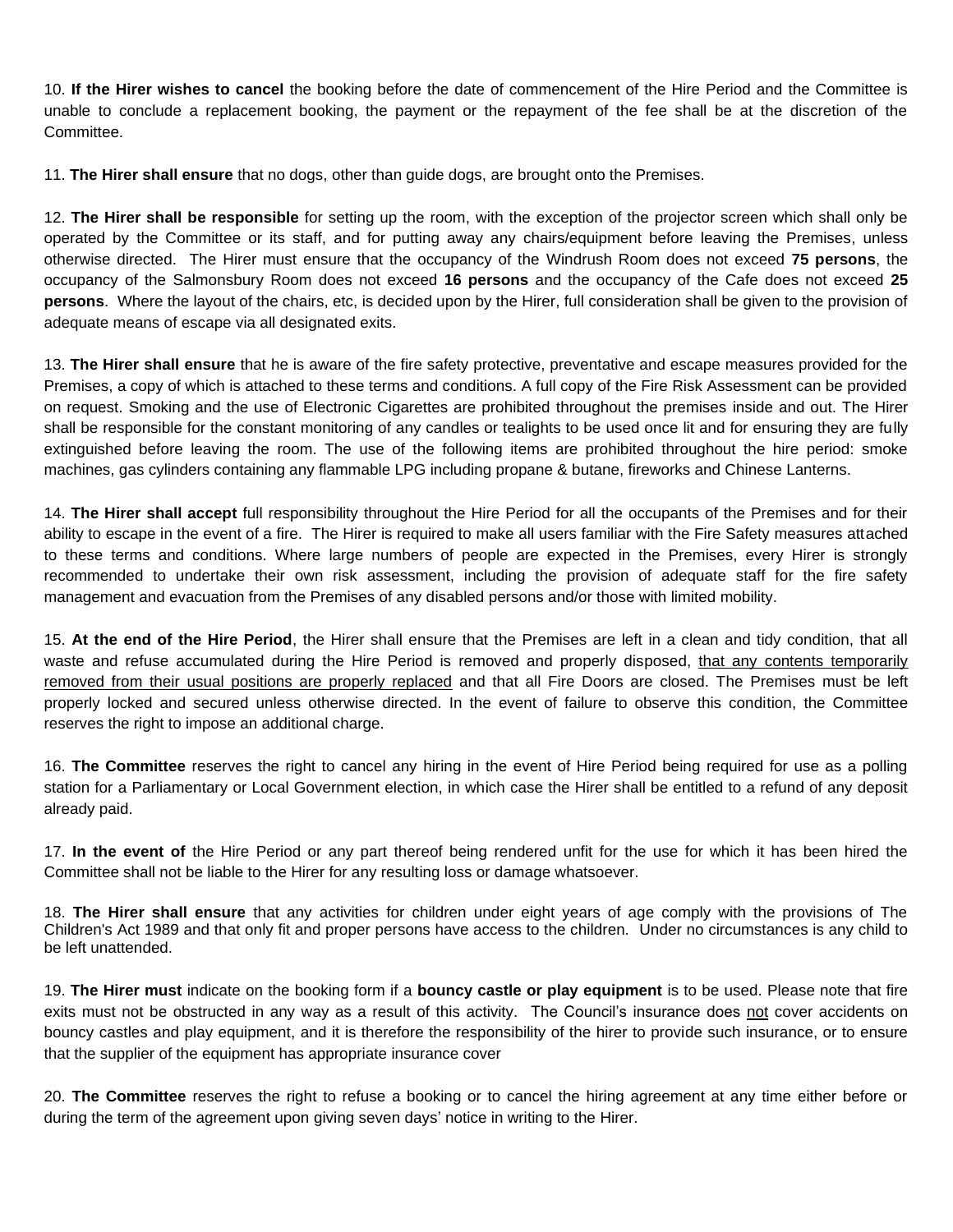10. **If the Hirer wishes to cancel** the booking before the date of commencement of the Hire Period and the Committee is unable to conclude a replacement booking, the payment or the repayment of the fee shall be at the discretion of the Committee.

11. **The Hirer shall ensure** that no dogs, other than guide dogs, are brought onto the Premises.

12. **The Hirer shall be responsible** for setting up the room, with the exception of the projector screen which shall only be operated by the Committee or its staff, and for putting away any chairs/equipment before leaving the Premises, unless otherwise directed. The Hirer must ensure that the occupancy of the Windrush Room does not exceed **75 persons**, the occupancy of the Salmonsbury Room does not exceed **16 persons** and the occupancy of the Cafe does not exceed **25 persons**. Where the layout of the chairs, etc, is decided upon by the Hirer, full consideration shall be given to the provision of adequate means of escape via all designated exits.

13. **The Hirer shall ensure** that he is aware of the fire safety protective, preventative and escape measures provided for the Premises, a copy of which is attached to these terms and conditions. A full copy of the Fire Risk Assessment can be provided on request. Smoking and the use of Electronic Cigarettes are prohibited throughout the premises inside and out. The Hirer shall be responsible for the constant monitoring of any candles or tealights to be used once lit and for ensuring they are fully extinguished before leaving the room. The use of the following items are prohibited throughout the hire period: smoke machines, gas cylinders containing any flammable LPG including propane & butane, fireworks and Chinese Lanterns.

14. **The Hirer shall accept** full responsibility throughout the Hire Period for all the occupants of the Premises and for their ability to escape in the event of a fire. The Hirer is required to make all users familiar with the Fire Safety measures attached to these terms and conditions. Where large numbers of people are expected in the Premises, every Hirer is strongly recommended to undertake their own risk assessment, including the provision of adequate staff for the fire safety management and evacuation from the Premises of any disabled persons and/or those with limited mobility.

15. **At the end of the Hire Period**, the Hirer shall ensure that the Premises are left in a clean and tidy condition, that all waste and refuse accumulated during the Hire Period is removed and properly disposed, <u>that any contents temporarily removed from their usual positions are properly replaced</u> and that all Fire Doors are closed. The Premises must be left properly locked and secured unless otherwise directed. In the event of failure to observe this condition, the Committee reserves the right to impose an additional charge.

16. **The Committee** reserves the right to cancel any hiring in the event of Hire Period being required for use as a polling station for a Parliamentary or Local Government election, in which case the Hirer shall be entitled to a refund of any deposit already paid.

17. **In the event of** the Hire Period or any part thereof being rendered unfit for the use for which it has been hired the Committee shall not be liable to the Hirer for any resulting loss or damage whatsoever.

18. **The Hirer shall ensure** that any activities for children under eight years of age comply with the provisions of The Children's Act 1989 and that only fit and proper persons have access to the children. Under no circumstances is any child to be left unattended.

19. **The Hirer must** indicate on the booking form if a **bouncy castle or play equipment** is to be used. Please note that fire exits must not be obstructed in any way as a result of this activity. The Council's insurance does <u>not</u> cover accidents on bouncy castles and play equipment, and it is therefore the responsibility of the hirer to provide such insurance, or to ensure that the supplier of the equipment has appropriate insurance cover

20. **The Committee** reserves the right to refuse a booking or to cancel the hiring agreement at any time either before or during the term of the agreement upon giving seven days' notice in writing to the Hirer.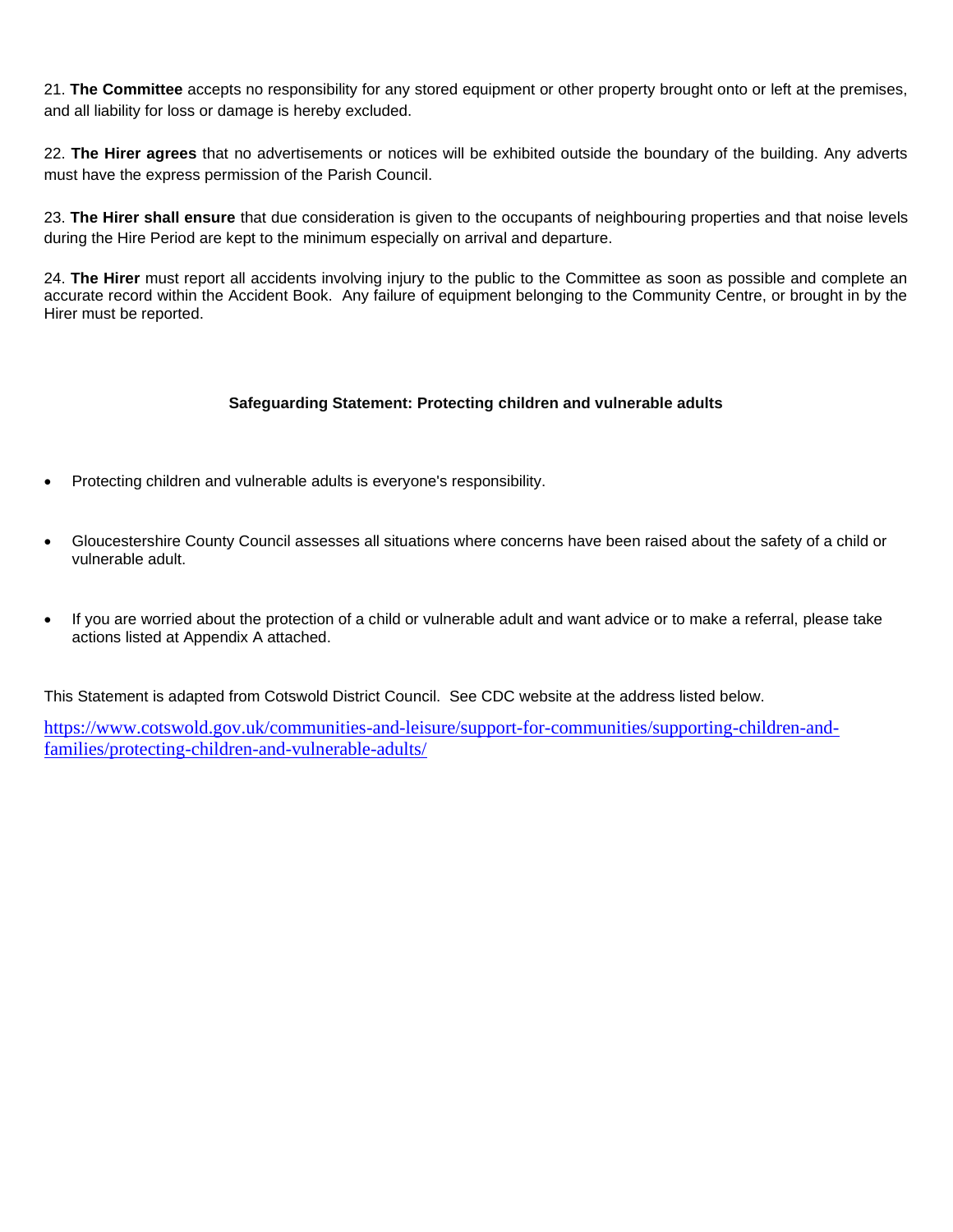21. **The Committee** accepts no responsibility for any stored equipment or other property brought onto or left at the premises, and all liability for loss or damage is hereby excluded.

22. **The Hirer agrees** that no advertisements or notices will be exhibited outside the boundary of the building. Any adverts must have the express permission of the Parish Council.

23. **The Hirer shall ensure** that due consideration is given to the occupants of neighbouring properties and that noise levels during the Hire Period are kept to the minimum especially on arrival and departure.

24. **The Hirer** must report all accidents involving injury to the public to the Committee as soon as possible and complete an accurate record within the Accident Book. Any failure of equipment belonging to the Community Centre, or brought in by the Hirer must be reported.

**Safeguarding Statement: Protecting children and vulnerable adults**

- Protecting children and vulnerable adults is everyone's responsibility.
- Gloucestershire County Council assesses all situations where concerns have been raised about the safety of a child or vulnerable adult.
- If you are worried about the protection of a child or vulnerable adult and want advice or to make a referral, please take actions listed at Appendix A attached.

This Statement is adapted from Cotswold District Council. See CDC website at the address listed below.

https://www.cotswold.gov.uk/communities-and-leisure/support-for-communities/supporting-children-and-families/protecting-children-and-vulnerable-adults/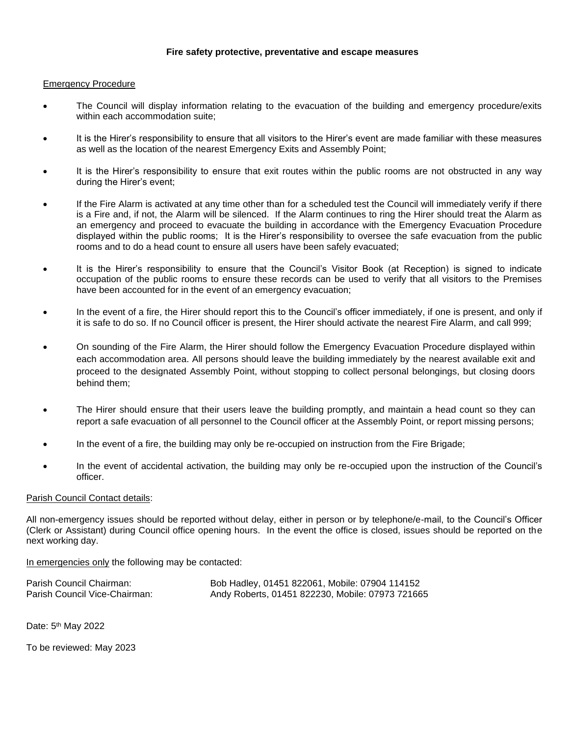**Fire safety protective, preventative and escape measures**

Emergency Procedure

- The Council will display information relating to the evacuation of the building and emergency procedure/exits within each accommodation suite;
- It is the Hirer's responsibility to ensure that all visitors to the Hirer's event are made familiar with these measures as well as the location of the nearest Emergency Exits and Assembly Point;
- It is the Hirer's responsibility to ensure that exit routes within the public rooms are not obstructed in any way during the Hirer's event;
- If the Fire Alarm is activated at any time other than for a scheduled test the Council will immediately verify if there is a Fire and, if not, the Alarm will be silenced. If the Alarm continues to ring the Hirer should treat the Alarm as an emergency and proceed to evacuate the building in accordance with the Emergency Evacuation Procedure displayed within the public rooms; It is the Hirer's responsibility to oversee the safe evacuation from the public rooms and to do a head count to ensure all users have been safely evacuated;
- It is the Hirer's responsibility to ensure that the Council's Visitor Book (at Reception) is signed to indicate occupation of the public rooms to ensure these records can be used to verify that all visitors to the Premises have been accounted for in the event of an emergency evacuation;
- In the event of a fire, the Hirer should report this to the Council's officer immediately, if one is present, and only if it is safe to do so. If no Council officer is present, the Hirer should activate the nearest Fire Alarm, and call 999;
- On sounding of the Fire Alarm, the Hirer should follow the Emergency Evacuation Procedure displayed within each accommodation area. All persons should leave the building immediately by the nearest available exit and proceed to the designated Assembly Point, without stopping to collect personal belongings, but closing doors behind them;
- The Hirer should ensure that their users leave the building promptly, and maintain a head count so they can report a safe evacuation of all personnel to the Council officer at the Assembly Point, or report missing persons;
- In the event of a fire, the building may only be re-occupied on instruction from the Fire Brigade;
- In the event of accidental activation, the building may only be re-occupied upon the instruction of the Council's officer.

Parish Council Contact details:

All non-emergency issues should be reported without delay, either in person or by telephone/e-mail, to the Council's Officer (Clerk or Assistant) during Council office opening hours. In the event the office is closed, issues should be reported on the next working day.

In emergencies only the following may be contacted:

Parish Council Chairman: Bob Hadley, 01451 822061, Mobile: 07904 114152
Parish Council Vice-Chairman: Andy Roberts, 01451 822230, Mobile: 07973 721665

Date: 5th May 2022

To be reviewed: May 2023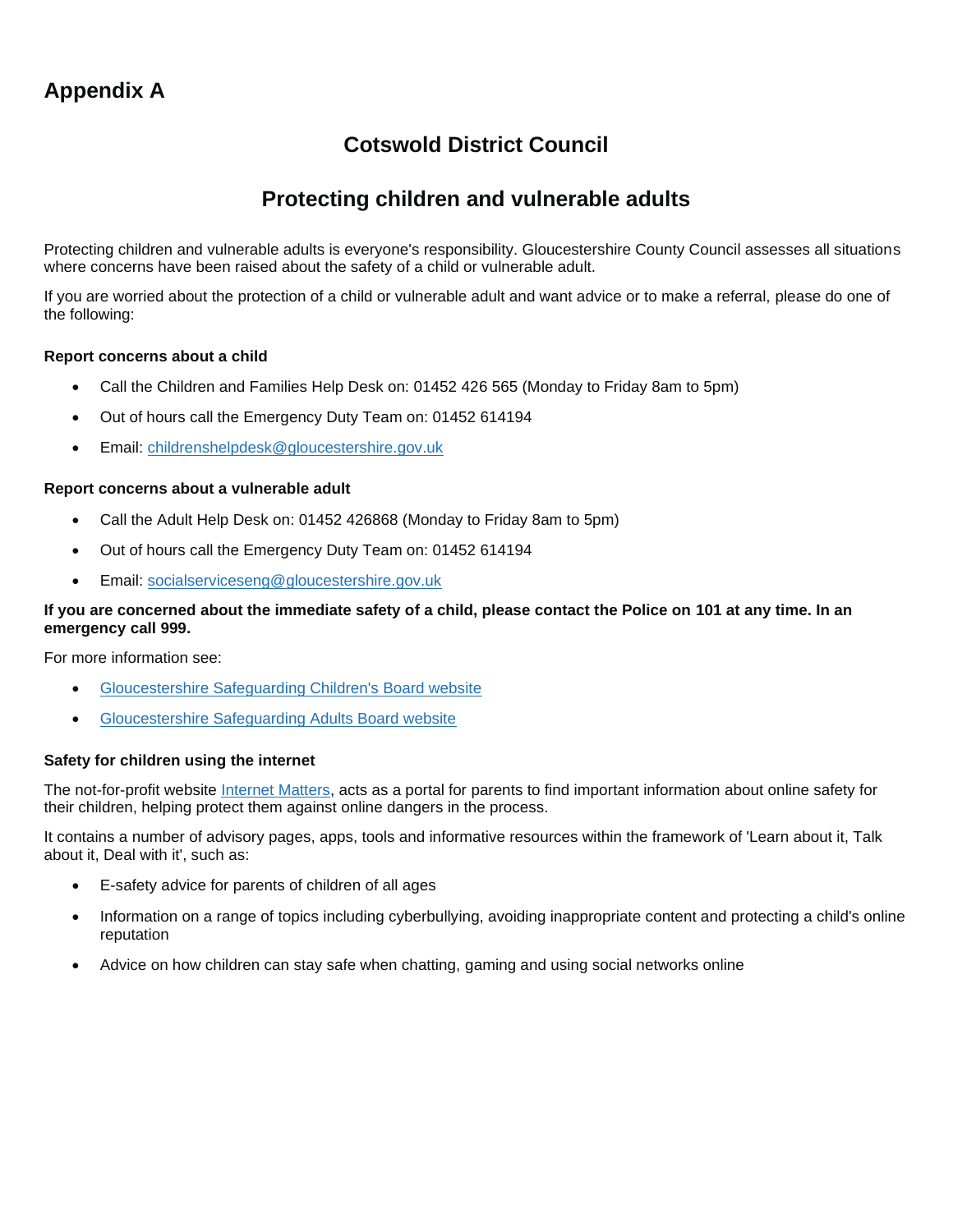## Appendix A

# Cotswold District Council

# Protecting children and vulnerable adults

Protecting children and vulnerable adults is everyone's responsibility. Gloucestershire County Council assesses all situations where concerns have been raised about the safety of a child or vulnerable adult.

If you are worried about the protection of a child or vulnerable adult and want advice or to make a referral, please do one of the following:

**Report concerns about a child**

- Call the Children and Families Help Desk on: 01452 426 565 (Monday to Friday 8am to 5pm)
- Out of hours call the Emergency Duty Team on: 01452 614194
- Email: childrenshelpdesk@gloucestershire.gov.uk

**Report concerns about a vulnerable adult**

- Call the Adult Help Desk on: 01452 426868 (Monday to Friday 8am to 5pm)
- Out of hours call the Emergency Duty Team on: 01452 614194
- Email: socialserviceseng@gloucestershire.gov.uk

**If you are concerned about the immediate safety of a child, please contact the Police on 101 at any time. In an emergency call 999.**

For more information see:

- Gloucestershire Safeguarding Children's Board website
- Gloucestershire Safeguarding Adults Board website

**Safety for children using the internet**

The not-for-profit website Internet Matters, acts as a portal for parents to find important information about online safety for their children, helping protect them against online dangers in the process.

It contains a number of advisory pages, apps, tools and informative resources within the framework of 'Learn about it, Talk about it, Deal with it', such as:

- E-safety advice for parents of children of all ages
- Information on a range of topics including cyberbullying, avoiding inappropriate content and protecting a child's online reputation
- Advice on how children can stay safe when chatting, gaming and using social networks online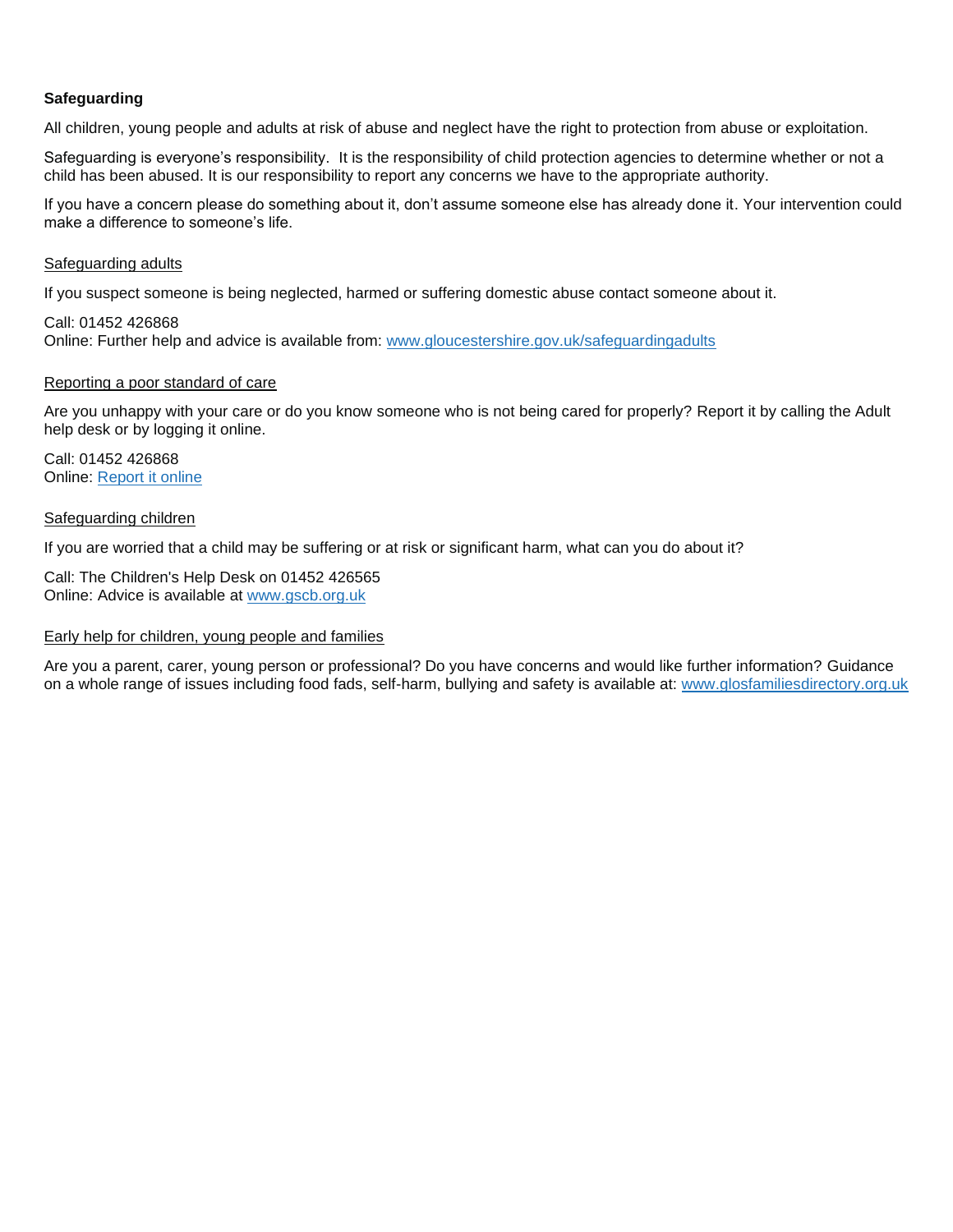**Safeguarding**

All children, young people and adults at risk of abuse and neglect have the right to protection from abuse or exploitation.

Safeguarding is everyone's responsibility. It is the responsibility of child protection agencies to determine whether or not a child has been abused. It is our responsibility to report any concerns we have to the appropriate authority.

If you have a concern please do something about it, don't assume someone else has already done it. Your intervention could make a difference to someone's life.

Safeguarding adults

If you suspect someone is being neglected, harmed or suffering domestic abuse contact someone about it.

Call: 01452 426868
Online: Further help and advice is available from: www.gloucestershire.gov.uk/safeguardingadults

Reporting a poor standard of care

Are you unhappy with your care or do you know someone who is not being cared for properly? Report it by calling the Adult help desk or by logging it online.

Call: 01452 426868
Online: Report it online

Safeguarding children

If you are worried that a child may be suffering or at risk or significant harm, what can you do about it?

Call: The Children's Help Desk on 01452 426565
Online: Advice is available at www.gscb.org.uk

Early help for children, young people and families

Are you a parent, carer, young person or professional? Do you have concerns and would like further information? Guidance on a whole range of issues including food fads, self-harm, bullying and safety is available at: www.glosfamiliesdirectory.org.uk